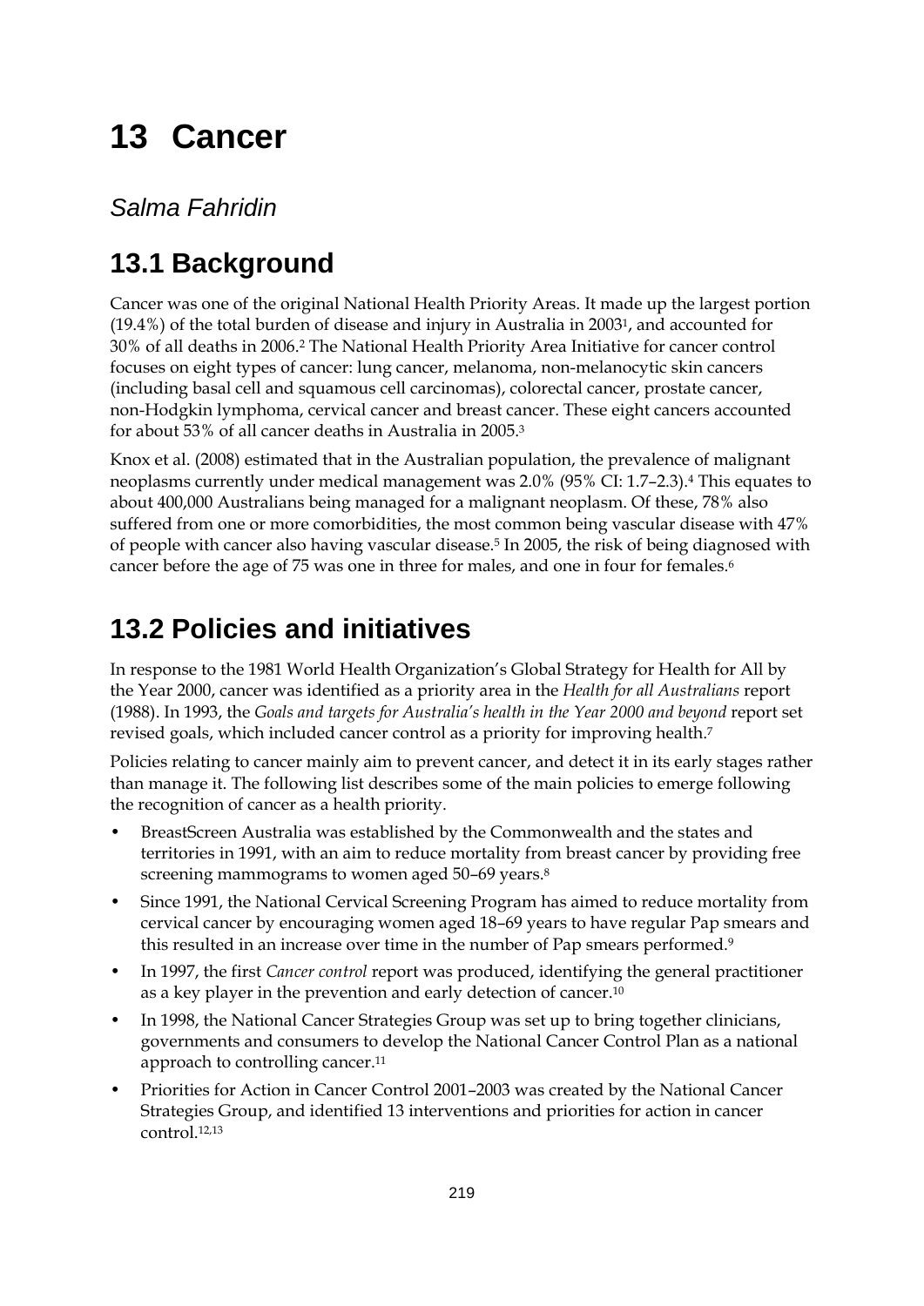# 13 Cancer

*Salma Fahridin*

## 13.1 Background

Cancer was one of the original National Health Priority Areas. It made up the largest portion (19.4%) of the total burden of disease and injury in Australia in 2003[1], and accounted for 30% of all deaths in 2006.[2] The National Health Priority Area Initiative for cancer control focuses on eight types of cancer: lung cancer, melanoma, non-melanocytic skin cancers (including basal cell and squamous cell carcinomas), colorectal cancer, prostate cancer, non-Hodgkin lymphoma, cervical cancer and breast cancer. These eight cancers accounted for about 53% of all cancer deaths in Australia in 2005.[3]

Knox et al. (2008) estimated that in the Australian population, the prevalence of malignant neoplasms currently under medical management was 2.0% (95% CI: 1.7–2.3).[4] This equates to about 400,000 Australians being managed for a malignant neoplasm. Of these, 78% also suffered from one or more comorbidities, the most common being vascular disease with 47% of people with cancer also having vascular disease.[5] In 2005, the risk of being diagnosed with cancer before the age of 75 was one in three for males, and one in four for females.[6]

## 13.2 Policies and initiatives

In response to the 1981 World Health Organization's Global Strategy for Health for All by the Year 2000, cancer was identified as a priority area in the *Health for all Australians* report (1988). In 1993, the *Goals and targets for Australia's health in the Year 2000 and beyond* report set revised goals, which included cancer control as a priority for improving health.[7]

Policies relating to cancer mainly aim to prevent cancer, and detect it in its early stages rather than manage it. The following list describes some of the main policies to emerge following the recognition of cancer as a health priority.

- BreastScreen Australia was established by the Commonwealth and the states and territories in 1991, with an aim to reduce mortality from breast cancer by providing free screening mammograms to women aged 50–69 years.[8]
- Since 1991, the National Cervical Screening Program has aimed to reduce mortality from cervical cancer by encouraging women aged 18–69 years to have regular Pap smears and this resulted in an increase over time in the number of Pap smears performed.[9]
- In 1997, the first *Cancer control* report was produced, identifying the general practitioner as a key player in the prevention and early detection of cancer.[10]
- In 1998, the National Cancer Strategies Group was set up to bring together clinicians, governments and consumers to develop the National Cancer Control Plan as a national approach to controlling cancer.[11]
- Priorities for Action in Cancer Control 2001–2003 was created by the National Cancer Strategies Group, and identified 13 interventions and priorities for action in cancer control.[12,13]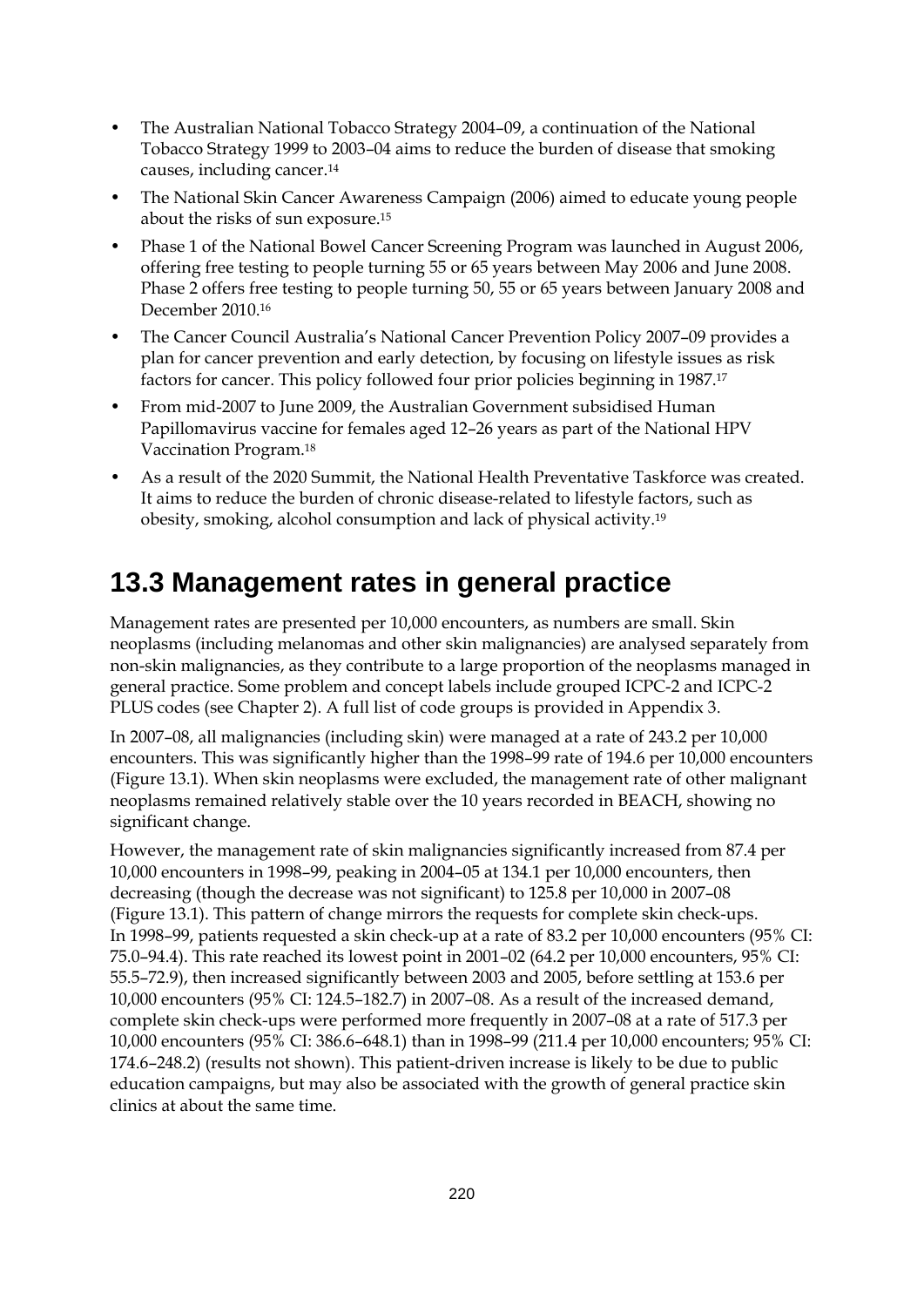- The Australian National Tobacco Strategy 2004–09, a continuation of the National Tobacco Strategy 1999 to 2003–04 aims to reduce the burden of disease that smoking causes, including cancer.[14]
- The National Skin Cancer Awareness Campaign (2006) aimed to educate young people about the risks of sun exposure.[15]
- Phase 1 of the National Bowel Cancer Screening Program was launched in August 2006, offering free testing to people turning 55 or 65 years between May 2006 and June 2008. Phase 2 offers free testing to people turning 50, 55 or 65 years between January 2008 and December 2010.[16]
- The Cancer Council Australia's National Cancer Prevention Policy 2007–09 provides a plan for cancer prevention and early detection, by focusing on lifestyle issues as risk factors for cancer. This policy followed four prior policies beginning in 1987.[17]
- From mid-2007 to June 2009, the Australian Government subsidised Human Papillomavirus vaccine for females aged 12–26 years as part of the National HPV Vaccination Program.[18]
- As a result of the 2020 Summit, the National Health Preventative Taskforce was created. It aims to reduce the burden of chronic disease-related to lifestyle factors, such as obesity, smoking, alcohol consumption and lack of physical activity.[19]

## 13.3 Management rates in general practice

Management rates are presented per 10,000 encounters, as numbers are small. Skin neoplasms (including melanomas and other skin malignancies) are analysed separately from non-skin malignancies, as they contribute to a large proportion of the neoplasms managed in general practice. Some problem and concept labels include grouped ICPC-2 and ICPC-2 PLUS codes (see Chapter 2). A full list of code groups is provided in Appendix 3.

In 2007–08, all malignancies (including skin) were managed at a rate of 243.2 per 10,000 encounters. This was significantly higher than the 1998–99 rate of 194.6 per 10,000 encounters (Figure 13.1). When skin neoplasms were excluded, the management rate of other malignant neoplasms remained relatively stable over the 10 years recorded in BEACH, showing no significant change.

However, the management rate of skin malignancies significantly increased from 87.4 per 10,000 encounters in 1998–99, peaking in 2004–05 at 134.1 per 10,000 encounters, then decreasing (though the decrease was not significant) to 125.8 per 10,000 in 2007–08 (Figure 13.1). This pattern of change mirrors the requests for complete skin check-ups. In 1998–99, patients requested a skin check-up at a rate of 83.2 per 10,000 encounters (95% CI: 75.0–94.4). This rate reached its lowest point in 2001–02 (64.2 per 10,000 encounters, 95% CI: 55.5–72.9), then increased significantly between 2003 and 2005, before settling at 153.6 per 10,000 encounters (95% CI: 124.5–182.7) in 2007–08. As a result of the increased demand, complete skin check-ups were performed more frequently in 2007–08 at a rate of 517.3 per 10,000 encounters (95% CI: 386.6–648.1) than in 1998–99 (211.4 per 10,000 encounters; 95% CI: 174.6–248.2) (results not shown). This patient-driven increase is likely to be due to public education campaigns, but may also be associated with the growth of general practice skin clinics at about the same time.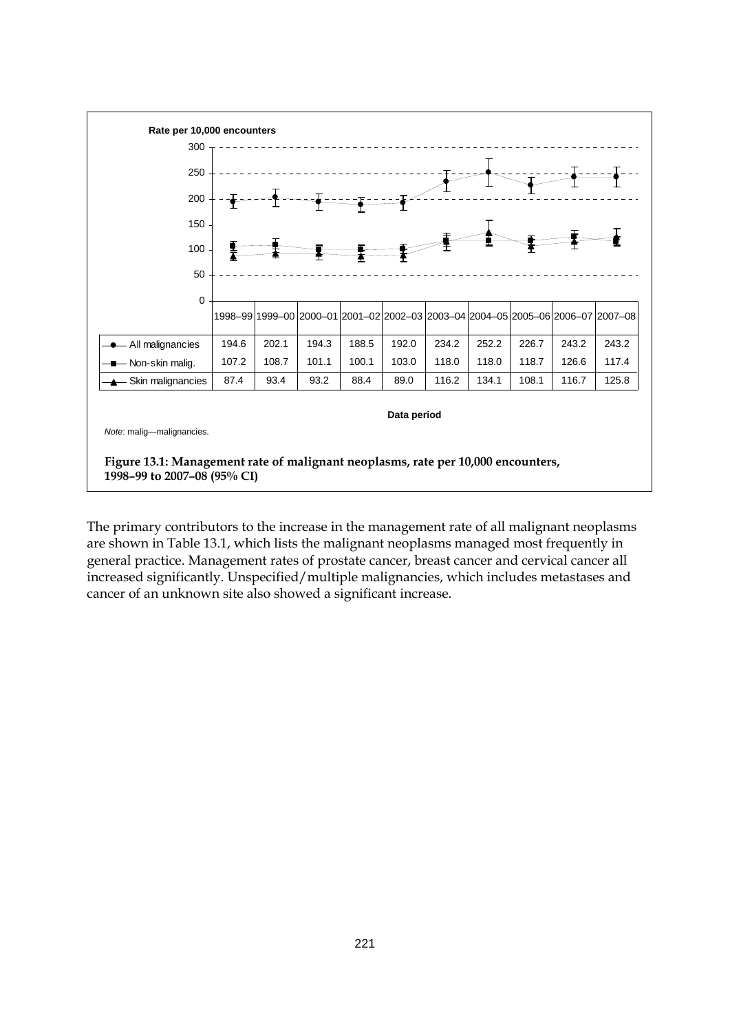| | 1998–99 | 1999–00 | 2000–01 | 2001–02 | 2002–03 | 2003–04 | 2004–05 | 2005–06 | 2006–07 | 2007–08 |
|---|---|---|---|---|---|---|---|---|---|---|
| All malignancies | 194.6 | 202.1 | 194.3 | 188.5 | 192.0 | 234.2 | 252.2 | 226.7 | 243.2 | 243.2 |
| Non-skin malig. | 107.2 | 108.7 | 101.1 | 100.1 | 103.0 | 118.0 | 118.0 | 118.7 | 126.6 | 117.4 |
| Skin malignancies | 87.4 | 93.4 | 93.2 | 88.4 | 89.0 | 116.2 | 134.1 | 108.1 | 116.7 | 125.8 |

*Note*: malig—malignancies.

**Figure 13.1: Management rate of malignant neoplasms, rate per 10,000 encounters, 1998–99 to 2007–08 (95% CI)**

The primary contributors to the increase in the management rate of all malignant neoplasms are shown in Table 13.1, which lists the malignant neoplasms managed most frequently in general practice. Management rates of prostate cancer, breast cancer and cervical cancer all increased significantly. Unspecified/multiple malignancies, which includes metastases and cancer of an unknown site also showed a significant increase.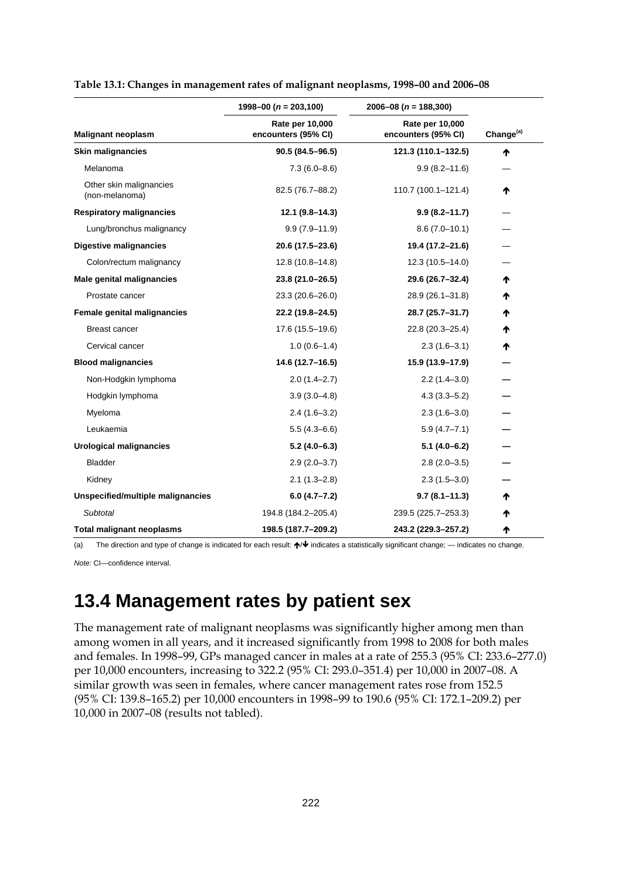**Table 13.1: Changes in management rates of malignant neoplasms, 1998–00 and 2006–08**

| | 1998–00 (*n* = 203,100) | 2006–08 (*n* = 188,300) | |
|---|---|---|---|
| **Malignant neoplasm** | **Rate per 10,000 encounters (95% CI)** | **Rate per 10,000 encounters (95% CI)** | **Change[(a)]** |
| **Skin malignancies** | **90.5 (84.5–96.5)** | **121.3 (110.1–132.5)** | ↑ |
| Melanoma | 7.3 (6.0–8.6) | 9.9 (8.2–11.6) | — |
| Other skin malignancies (non-melanoma) | 82.5 (76.7–88.2) | 110.7 (100.1–121.4) | ↑ |
| **Respiratory malignancies** | **12.1 (9.8–14.3)** | **9.9 (8.2–11.7)** | — |
| Lung/bronchus malignancy | 9.9 (7.9–11.9) | 8.6 (7.0–10.1) | — |
| **Digestive malignancies** | **20.6 (17.5–23.6)** | **19.4 (17.2–21.6)** | — |
| Colon/rectum malignancy | 12.8 (10.8–14.8) | 12.3 (10.5–14.0) | — |
| **Male genital malignancies** | **23.8 (21.0–26.5)** | **29.6 (26.7–32.4)** | ↑ |
| Prostate cancer | 23.3 (20.6–26.0) | 28.9 (26.1–31.8) | ↑ |
| **Female genital malignancies** | **22.2 (19.8–24.5)** | **28.7 (25.7–31.7)** | ↑ |
| Breast cancer | 17.6 (15.5–19.6) | 22.8 (20.3–25.4) | ↑ |
| Cervical cancer | 1.0 (0.6–1.4) | 2.3 (1.6–3.1) | ↑ |
| **Blood malignancies** | **14.6 (12.7–16.5)** | **15.9 (13.9–17.9)** | — |
| Non-Hodgkin lymphoma | 2.0 (1.4–2.7) | 2.2 (1.4–3.0) | — |
| Hodgkin lymphoma | 3.9 (3.0–4.8) | 4.3 (3.3–5.2) | — |
| Myeloma | 2.4 (1.6–3.2) | 2.3 (1.6–3.0) | — |
| Leukaemia | 5.5 (4.3–6.6) | 5.9 (4.7–7.1) | — |
| **Urological malignancies** | **5.2 (4.0–6.3)** | **5.1 (4.0–6.2)** | — |
| Bladder | 2.9 (2.0–3.7) | 2.8 (2.0–3.5) | — |
| Kidney | 2.1 (1.3–2.8) | 2.3 (1.5–3.0) | — |
| **Unspecified/multiple malignancies** | **6.0 (4.7–7.2)** | **9.7 (8.1–11.3)** | ↑ |
| *Subtotal* | 194.8 (184.2–205.4) | 239.5 (225.7–253.3) | ↑ |
| **Total malignant neoplasms** | **198.5 (187.7–209.2)** | **243.2 (229.3–257.2)** | ↑ |

(a) The direction and type of change is indicated for each result: ↑/↓ indicates a statistically significant change; — indicates no change.

*Note:* CI—confidence interval.

## 13.4 Management rates by patient sex

The management rate of malignant neoplasms was significantly higher among men than among women in all years, and it increased significantly from 1998 to 2008 for both males and females. In 1998–99, GPs managed cancer in males at a rate of 255.3 (95% CI: 233.6–277.0) per 10,000 encounters, increasing to 322.2 (95% CI: 293.0–351.4) per 10,000 in 2007–08. A similar growth was seen in females, where cancer management rates rose from 152.5 (95% CI: 139.8–165.2) per 10,000 encounters in 1998–99 to 190.6 (95% CI: 172.1–209.2) per 10,000 in 2007–08 (results not tabled).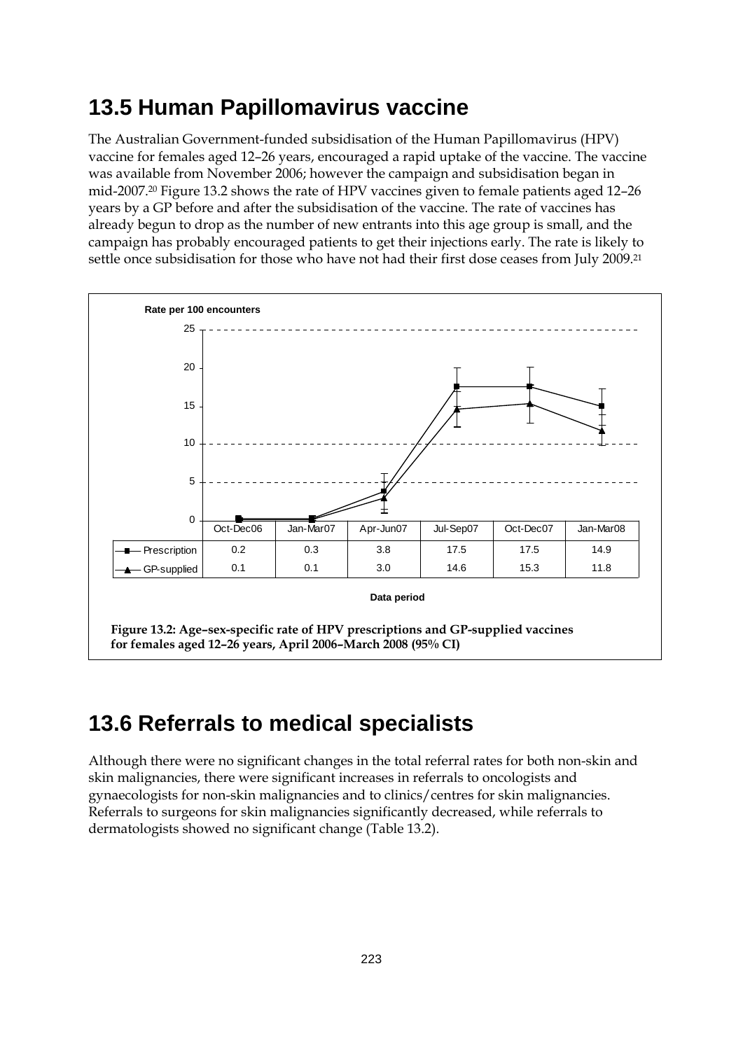## 13.5 Human Papillomavirus vaccine

The Australian Government-funded subsidisation of the Human Papillomavirus (HPV) vaccine for females aged 12–26 years, encouraged a rapid uptake of the vaccine. The vaccine was available from November 2006; however the campaign and subsidisation began in mid-2007.[20] Figure 13.2 shows the rate of HPV vaccines given to female patients aged 12–26 years by a GP before and after the subsidisation of the vaccine. The rate of vaccines has already begun to drop as the number of new entrants into this age group is small, and the campaign has probably encouraged patients to get their injections early. The rate is likely to settle once subsidisation for those who have not had their first dose ceases from July 2009.[21]

Rate per 100 encounters

| | Oct-Dec06 | Jan-Mar07 | Apr-Jun07 | Jul-Sep07 | Oct-Dec07 | Jan-Mar08 |
|---|---|---|---|---|---|---|
| Prescription | 0.2 | 0.3 | 3.8 | 17.5 | 17.5 | 14.9 |
| GP-supplied | 0.1 | 0.1 | 3.0 | 14.6 | 15.3 | 11.8 |

Data period

**Figure 13.2: Age–sex-specific rate of HPV prescriptions and GP-supplied vaccines for females aged 12–26 years, April 2006–March 2008 (95% CI)**

## 13.6 Referrals to medical specialists

Although there were no significant changes in the total referral rates for both non-skin and skin malignancies, there were significant increases in referrals to oncologists and gynaecologists for non-skin malignancies and to clinics/centres for skin malignancies. Referrals to surgeons for skin malignancies significantly decreased, while referrals to dermatologists showed no significant change (Table 13.2).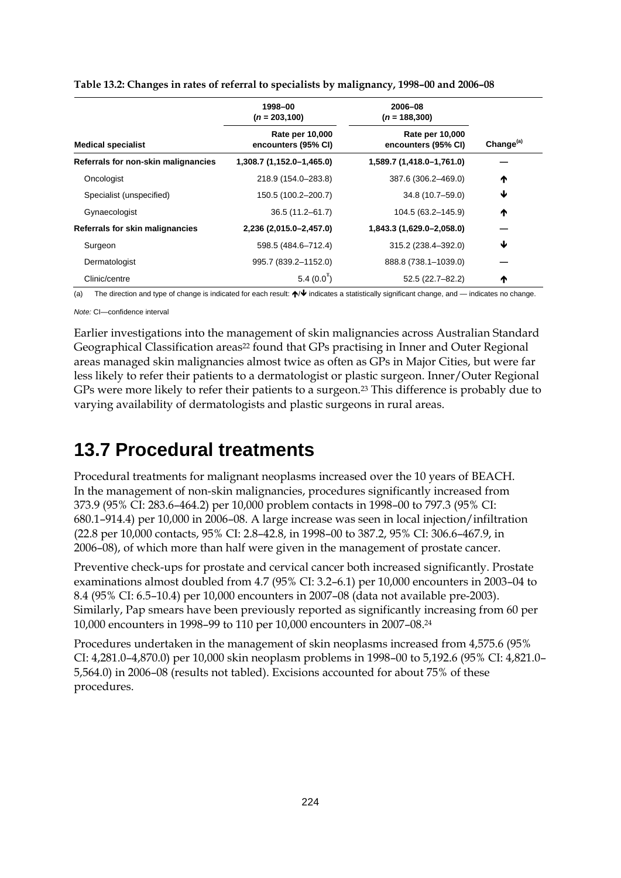**Table 13.2: Changes in rates of referral to specialists by malignancy, 1998–00 and 2006–08**

| | 1998–00 (*n* = 203,100) | 2006–08 (*n* = 188,300) | |
|---|---|---|---|
| **Medical specialist** | **Rate per 10,000 encounters (95% CI)** | **Rate per 10,000 encounters (95% CI)** | **Change[(a)]** |
| **Referrals for non-skin malignancies** | **1,308.7 (1,152.0–1,465.0)** | **1,589.7 (1,418.0–1,761.0)** | **—** |
| Oncologist | 218.9 (154.0–283.8) | 387.6 (306.2–469.0) | ↑ |
| Specialist (unspecified) | 150.5 (100.2–200.7) | 34.8 (10.7–59.0) | ↓ |
| Gynaecologist | 36.5 (11.2–61.7) | 104.5 (63.2–145.9) | ↑ |
| **Referrals for skin malignancies** | **2,236 (2,015.0–2,457.0)** | **1,843.3 (1,629.0–2,058.0)** | **—** |
| Surgeon | 598.5 (484.6–712.4) | 315.2 (238.4–392.0) | ↓ |
| Dermatologist | 995.7 (839.2–1152.0) | 888.8 (738.1–1039.0) | — |
| Clinic/centre | 5.4 (0.0[†]) | 52.5 (22.7–82.2) | ↑ |

(a) The direction and type of change is indicated for each result: ↑/↓ indicates a statistically significant change, and — indicates no change.

*Note:* CI—confidence interval

Earlier investigations into the management of skin malignancies across Australian Standard Geographical Classification areas[22] found that GPs practising in Inner and Outer Regional areas managed skin malignancies almost twice as often as GPs in Major Cities, but were far less likely to refer their patients to a dermatologist or plastic surgeon. Inner/Outer Regional GPs were more likely to refer their patients to a surgeon.[23] This difference is probably due to varying availability of dermatologists and plastic surgeons in rural areas.

## 13.7 Procedural treatments

Procedural treatments for malignant neoplasms increased over the 10 years of BEACH. In the management of non-skin malignancies, procedures significantly increased from 373.9 (95% CI: 283.6–464.2) per 10,000 problem contacts in 1998–00 to 797.3 (95% CI: 680.1–914.4) per 10,000 in 2006–08. A large increase was seen in local injection/infiltration (22.8 per 10,000 contacts, 95% CI: 2.8–42.8, in 1998–00 to 387.2, 95% CI: 306.6–467.9, in 2006–08), of which more than half were given in the management of prostate cancer.

Preventive check-ups for prostate and cervical cancer both increased significantly. Prostate examinations almost doubled from 4.7 (95% CI: 3.2–6.1) per 10,000 encounters in 2003–04 to 8.4 (95% CI: 6.5–10.4) per 10,000 encounters in 2007–08 (data not available pre-2003). Similarly, Pap smears have been previously reported as significantly increasing from 60 per 10,000 encounters in 1998–99 to 110 per 10,000 encounters in 2007–08.[24]

Procedures undertaken in the management of skin neoplasms increased from 4,575.6 (95% CI: 4,281.0–4,870.0) per 10,000 skin neoplasm problems in 1998–00 to 5,192.6 (95% CI: 4,821.0–5,564.0) in 2006–08 (results not tabled). Excisions accounted for about 75% of these procedures.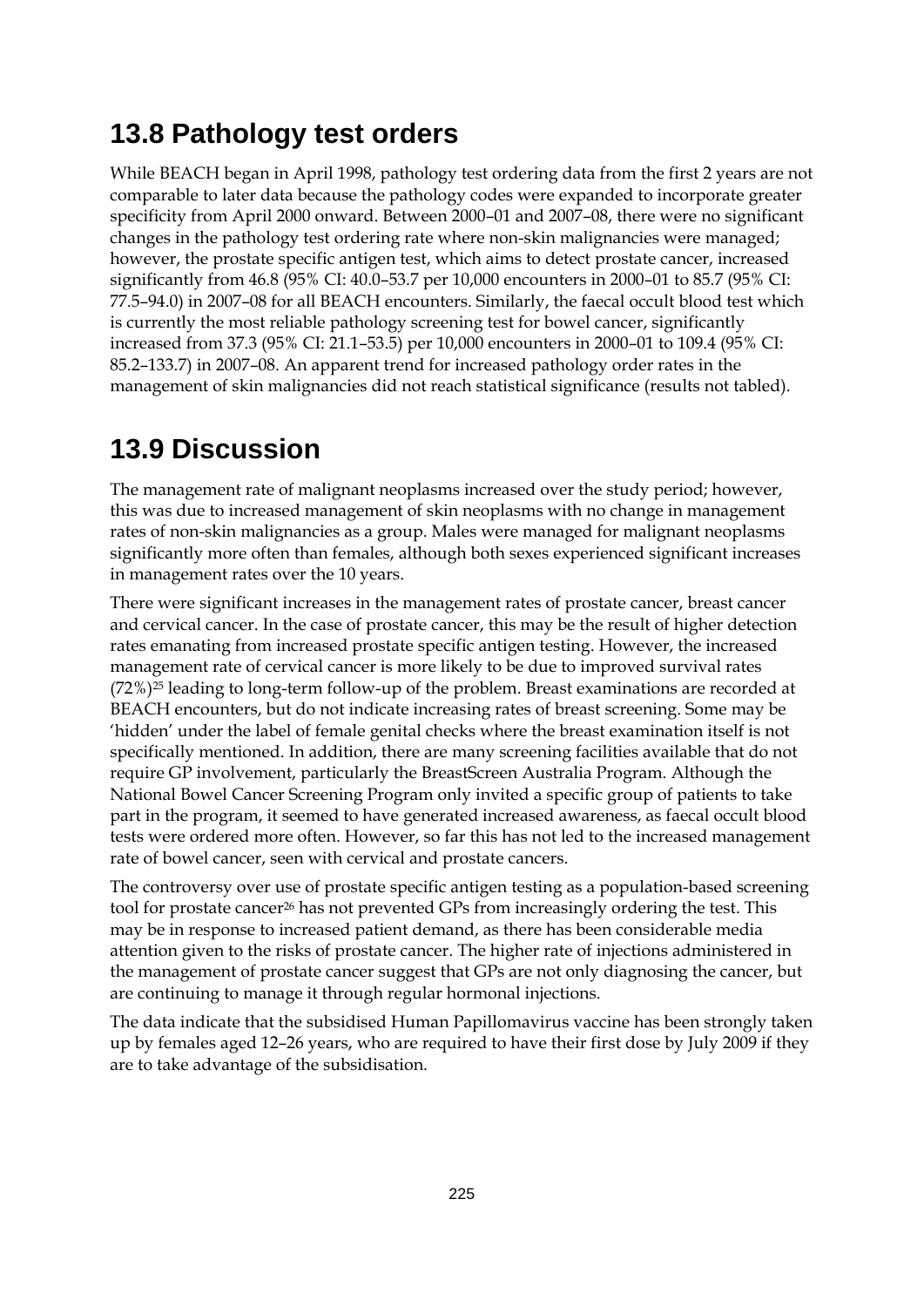## 13.8 Pathology test orders

While BEACH began in April 1998, pathology test ordering data from the first 2 years are not comparable to later data because the pathology codes were expanded to incorporate greater specificity from April 2000 onward. Between 2000–01 and 2007–08, there were no significant changes in the pathology test ordering rate where non-skin malignancies were managed; however, the prostate specific antigen test, which aims to detect prostate cancer, increased significantly from 46.8 (95% CI: 40.0–53.7 per 10,000 encounters in 2000–01 to 85.7 (95% CI: 77.5–94.0) in 2007–08 for all BEACH encounters. Similarly, the faecal occult blood test which is currently the most reliable pathology screening test for bowel cancer, significantly increased from 37.3 (95% CI: 21.1–53.5) per 10,000 encounters in 2000–01 to 109.4 (95% CI: 85.2–133.7) in 2007–08. An apparent trend for increased pathology order rates in the management of skin malignancies did not reach statistical significance (results not tabled).

## 13.9 Discussion

The management rate of malignant neoplasms increased over the study period; however, this was due to increased management of skin neoplasms with no change in management rates of non-skin malignancies as a group. Males were managed for malignant neoplasms significantly more often than females, although both sexes experienced significant increases in management rates over the 10 years.

There were significant increases in the management rates of prostate cancer, breast cancer and cervical cancer. In the case of prostate cancer, this may be the result of higher detection rates emanating from increased prostate specific antigen testing. However, the increased management rate of cervical cancer is more likely to be due to improved survival rates (72%)[25] leading to long-term follow-up of the problem. Breast examinations are recorded at BEACH encounters, but do not indicate increasing rates of breast screening. Some may be 'hidden' under the label of female genital checks where the breast examination itself is not specifically mentioned. In addition, there are many screening facilities available that do not require GP involvement, particularly the BreastScreen Australia Program. Although the National Bowel Cancer Screening Program only invited a specific group of patients to take part in the program, it seemed to have generated increased awareness, as faecal occult blood tests were ordered more often. However, so far this has not led to the increased management rate of bowel cancer, seen with cervical and prostate cancers.

The controversy over use of prostate specific antigen testing as a population-based screening tool for prostate cancer[26] has not prevented GPs from increasingly ordering the test. This may be in response to increased patient demand, as there has been considerable media attention given to the risks of prostate cancer. The higher rate of injections administered in the management of prostate cancer suggest that GPs are not only diagnosing the cancer, but are continuing to manage it through regular hormonal injections.

The data indicate that the subsidised Human Papillomavirus vaccine has been strongly taken up by females aged 12–26 years, who are required to have their first dose by July 2009 if they are to take advantage of the subsidisation.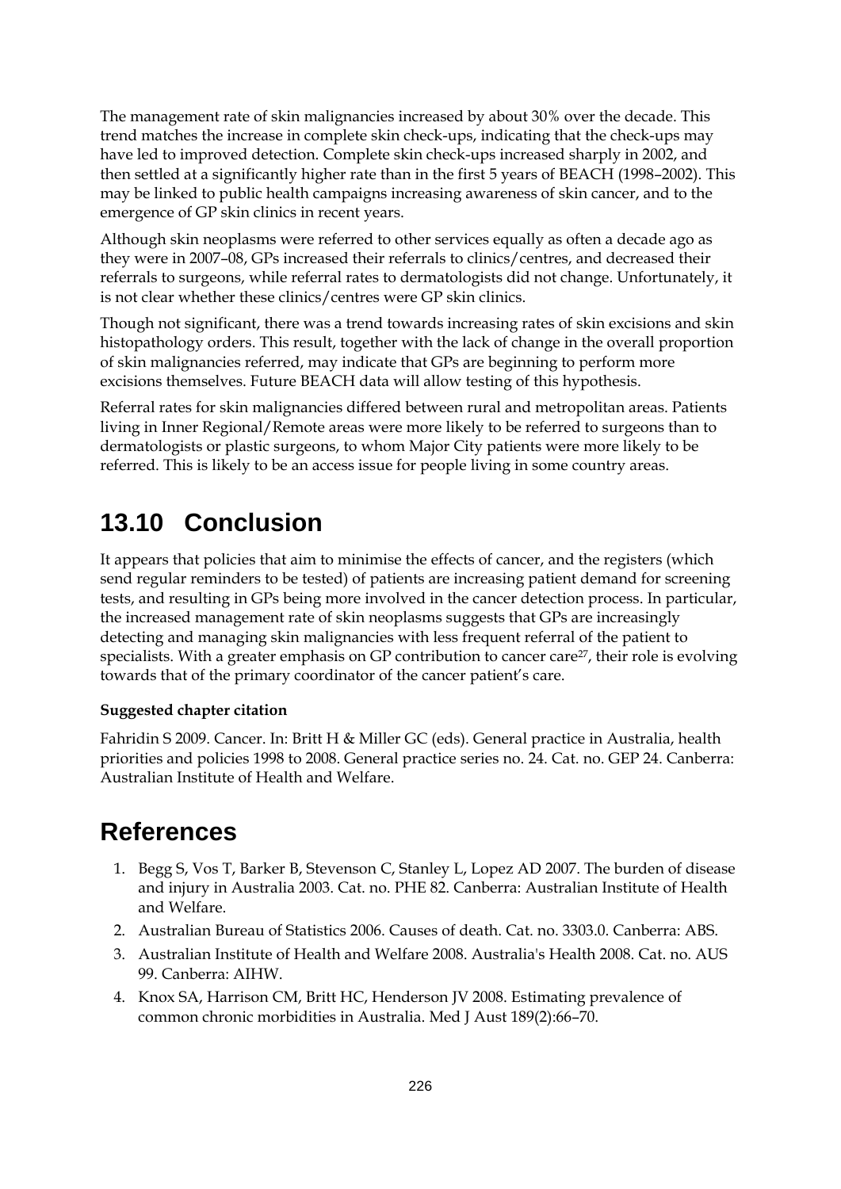The management rate of skin malignancies increased by about 30% over the decade. This trend matches the increase in complete skin check-ups, indicating that the check-ups may have led to improved detection. Complete skin check-ups increased sharply in 2002, and then settled at a significantly higher rate than in the first 5 years of BEACH (1998–2002). This may be linked to public health campaigns increasing awareness of skin cancer, and to the emergence of GP skin clinics in recent years.

Although skin neoplasms were referred to other services equally as often a decade ago as they were in 2007–08, GPs increased their referrals to clinics/centres, and decreased their referrals to surgeons, while referral rates to dermatologists did not change. Unfortunately, it is not clear whether these clinics/centres were GP skin clinics.

Though not significant, there was a trend towards increasing rates of skin excisions and skin histopathology orders. This result, together with the lack of change in the overall proportion of skin malignancies referred, may indicate that GPs are beginning to perform more excisions themselves. Future BEACH data will allow testing of this hypothesis.

Referral rates for skin malignancies differed between rural and metropolitan areas. Patients living in Inner Regional/Remote areas were more likely to be referred to surgeons than to dermatologists or plastic surgeons, to whom Major City patients were more likely to be referred. This is likely to be an access issue for people living in some country areas.

## 13.10 Conclusion

It appears that policies that aim to minimise the effects of cancer, and the registers (which send regular reminders to be tested) of patients are increasing patient demand for screening tests, and resulting in GPs being more involved in the cancer detection process. In particular, the increased management rate of skin neoplasms suggests that GPs are increasingly detecting and managing skin malignancies with less frequent referral of the patient to specialists. With a greater emphasis on GP contribution to cancer care[27], their role is evolving towards that of the primary coordinator of the cancer patient's care.

**Suggested chapter citation**

Fahridin S 2009. Cancer. In: Britt H & Miller GC (eds). General practice in Australia, health priorities and policies 1998 to 2008. General practice series no. 24. Cat. no. GEP 24. Canberra: Australian Institute of Health and Welfare.

## References

1. Begg S, Vos T, Barker B, Stevenson C, Stanley L, Lopez AD 2007. The burden of disease and injury in Australia 2003. Cat. no. PHE 82. Canberra: Australian Institute of Health and Welfare.
2. Australian Bureau of Statistics 2006. Causes of death. Cat. no. 3303.0. Canberra: ABS.
3. Australian Institute of Health and Welfare 2008. Australia's Health 2008. Cat. no. AUS 99. Canberra: AIHW.
4. Knox SA, Harrison CM, Britt HC, Henderson JV 2008. Estimating prevalence of common chronic morbidities in Australia. Med J Aust 189(2):66–70.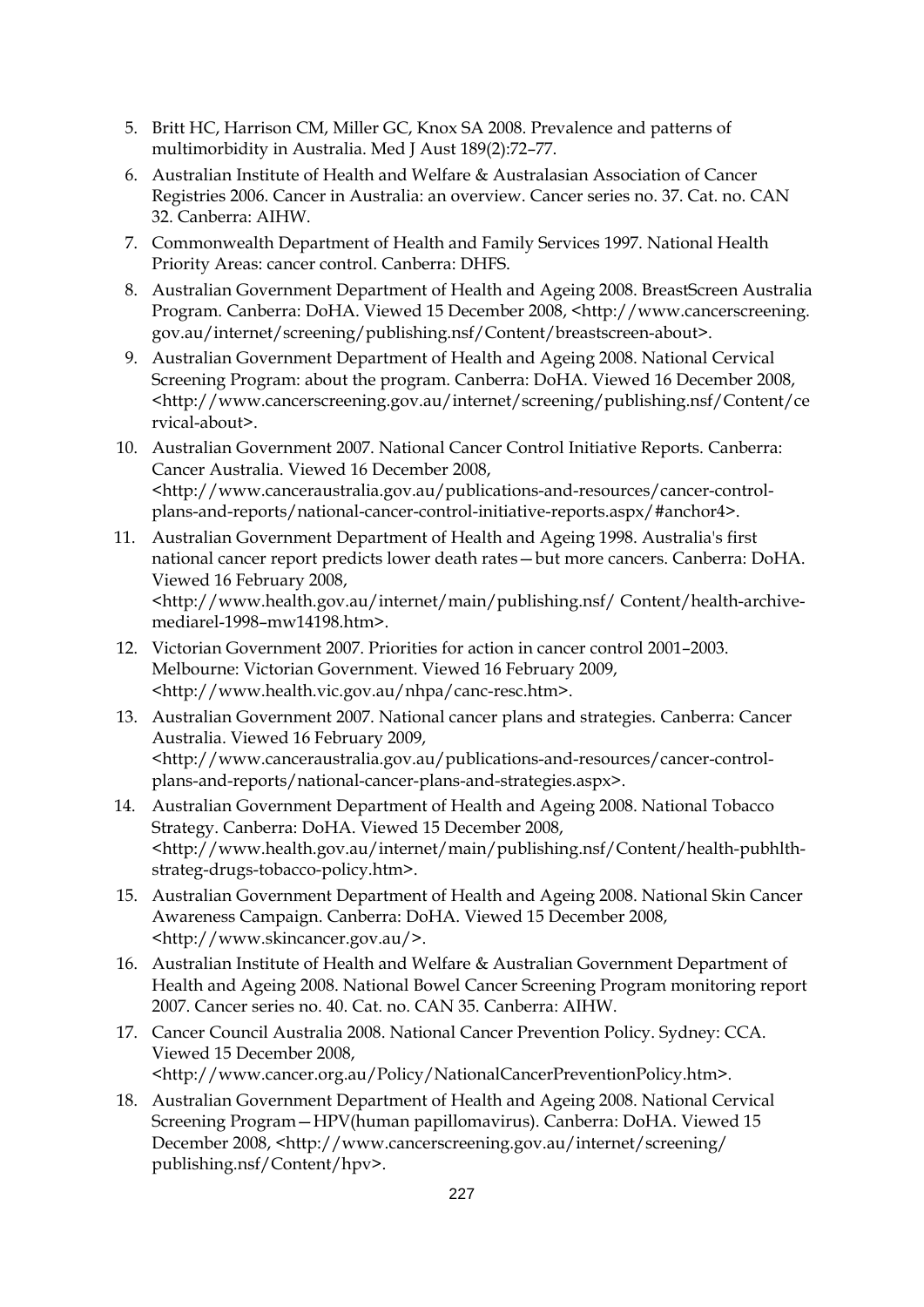5. Britt HC, Harrison CM, Miller GC, Knox SA 2008. Prevalence and patterns of multimorbidity in Australia. Med J Aust 189(2):72–77.
6. Australian Institute of Health and Welfare & Australasian Association of Cancer Registries 2006. Cancer in Australia: an overview. Cancer series no. 37. Cat. no. CAN 32. Canberra: AIHW.
7. Commonwealth Department of Health and Family Services 1997. National Health Priority Areas: cancer control. Canberra: DHFS.
8. Australian Government Department of Health and Ageing 2008. BreastScreen Australia Program. Canberra: DoHA. Viewed 15 December 2008, <http://www.cancerscreening.gov.au/internet/screening/publishing.nsf/Content/breastscreen-about>.
9. Australian Government Department of Health and Ageing 2008. National Cervical Screening Program: about the program. Canberra: DoHA. Viewed 16 December 2008, <http://www.cancerscreening.gov.au/internet/screening/publishing.nsf/Content/cervical-about>.
10. Australian Government 2007. National Cancer Control Initiative Reports. Canberra: Cancer Australia. Viewed 16 December 2008, <http://www.canceraustralia.gov.au/publications-and-resources/cancer-control-plans-and-reports/national-cancer-control-initiative-reports.aspx/#anchor4>.
11. Australian Government Department of Health and Ageing 1998. Australia's first national cancer report predicts lower death rates—but more cancers. Canberra: DoHA. Viewed 16 February 2008, <http://www.health.gov.au/internet/main/publishing.nsf/ Content/health-archive-mediarel-1998–mw14198.htm>.
12. Victorian Government 2007. Priorities for action in cancer control 2001–2003. Melbourne: Victorian Government. Viewed 16 February 2009, <http://www.health.vic.gov.au/nhpa/canc-resc.htm>.
13. Australian Government 2007. National cancer plans and strategies. Canberra: Cancer Australia. Viewed 16 February 2009, <http://www.canceraustralia.gov.au/publications-and-resources/cancer-control-plans-and-reports/national-cancer-plans-and-strategies.aspx>.
14. Australian Government Department of Health and Ageing 2008. National Tobacco Strategy. Canberra: DoHA. Viewed 15 December 2008, <http://www.health.gov.au/internet/main/publishing.nsf/Content/health-pubhlth-strateg-drugs-tobacco-policy.htm>.
15. Australian Government Department of Health and Ageing 2008. National Skin Cancer Awareness Campaign. Canberra: DoHA. Viewed 15 December 2008, <http://www.skincancer.gov.au/>.
16. Australian Institute of Health and Welfare & Australian Government Department of Health and Ageing 2008. National Bowel Cancer Screening Program monitoring report 2007. Cancer series no. 40. Cat. no. CAN 35. Canberra: AIHW.
17. Cancer Council Australia 2008. National Cancer Prevention Policy. Sydney: CCA. Viewed 15 December 2008, <http://www.cancer.org.au/Policy/NationalCancerPreventionPolicy.htm>.
18. Australian Government Department of Health and Ageing 2008. National Cervical Screening Program—HPV(human papillomavirus). Canberra: DoHA. Viewed 15 December 2008, <http://www.cancerscreening.gov.au/internet/screening/ publishing.nsf/Content/hpv>.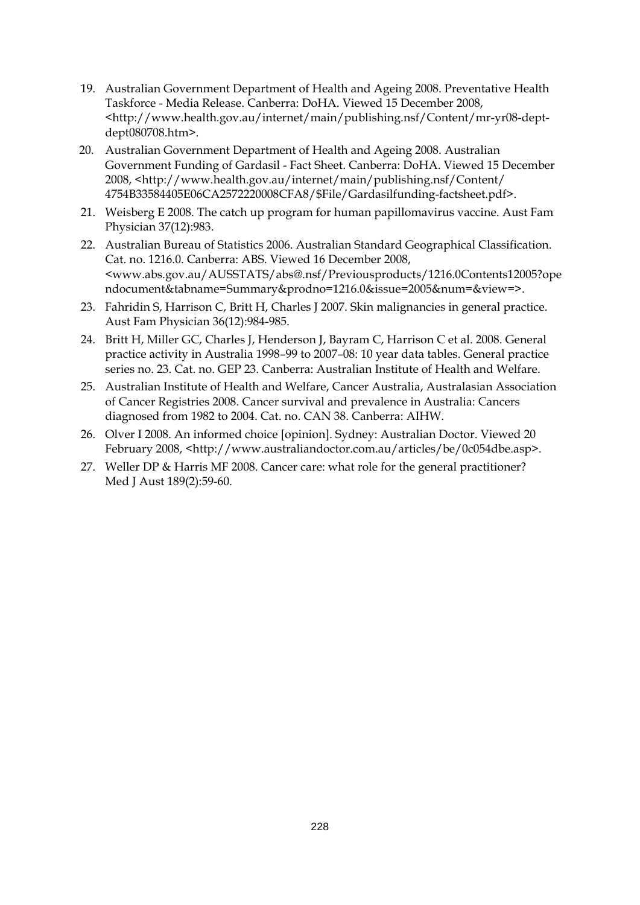19. Australian Government Department of Health and Ageing 2008. Preventative Health Taskforce - Media Release. Canberra: DoHA. Viewed 15 December 2008, <http://www.health.gov.au/internet/main/publishing.nsf/Content/mr-yr08-dept-dept080708.htm>.
20. Australian Government Department of Health and Ageing 2008. Australian Government Funding of Gardasil - Fact Sheet. Canberra: DoHA. Viewed 15 December 2008, <http://www.health.gov.au/internet/main/publishing.nsf/Content/4754B33584405E06CA2572220008CFA8/$File/Gardasilfunding-factsheet.pdf>.
21. Weisberg E 2008. The catch up program for human papillomavirus vaccine. Aust Fam Physician 37(12):983.
22. Australian Bureau of Statistics 2006. Australian Standard Geographical Classification. Cat. no. 1216.0. Canberra: ABS. Viewed 16 December 2008, <www.abs.gov.au/AUSSTATS/abs@.nsf/Previousproducts/1216.0Contents12005?opendocument&tabname=Summary&prodno=1216.0&issue=2005&num=&view=>.
23. Fahridin S, Harrison C, Britt H, Charles J 2007. Skin malignancies in general practice. Aust Fam Physician 36(12):984-985.
24. Britt H, Miller GC, Charles J, Henderson J, Bayram C, Harrison C et al. 2008. General practice activity in Australia 1998–99 to 2007–08: 10 year data tables. General practice series no. 23. Cat. no. GEP 23. Canberra: Australian Institute of Health and Welfare.
25. Australian Institute of Health and Welfare, Cancer Australia, Australasian Association of Cancer Registries 2008. Cancer survival and prevalence in Australia: Cancers diagnosed from 1982 to 2004. Cat. no. CAN 38. Canberra: AIHW.
26. Olver I 2008. An informed choice [opinion]. Sydney: Australian Doctor. Viewed 20 February 2008, <http://www.australiandoctor.com.au/articles/be/0c054dbe.asp>.
27. Weller DP & Harris MF 2008. Cancer care: what role for the general practitioner? Med J Aust 189(2):59-60.